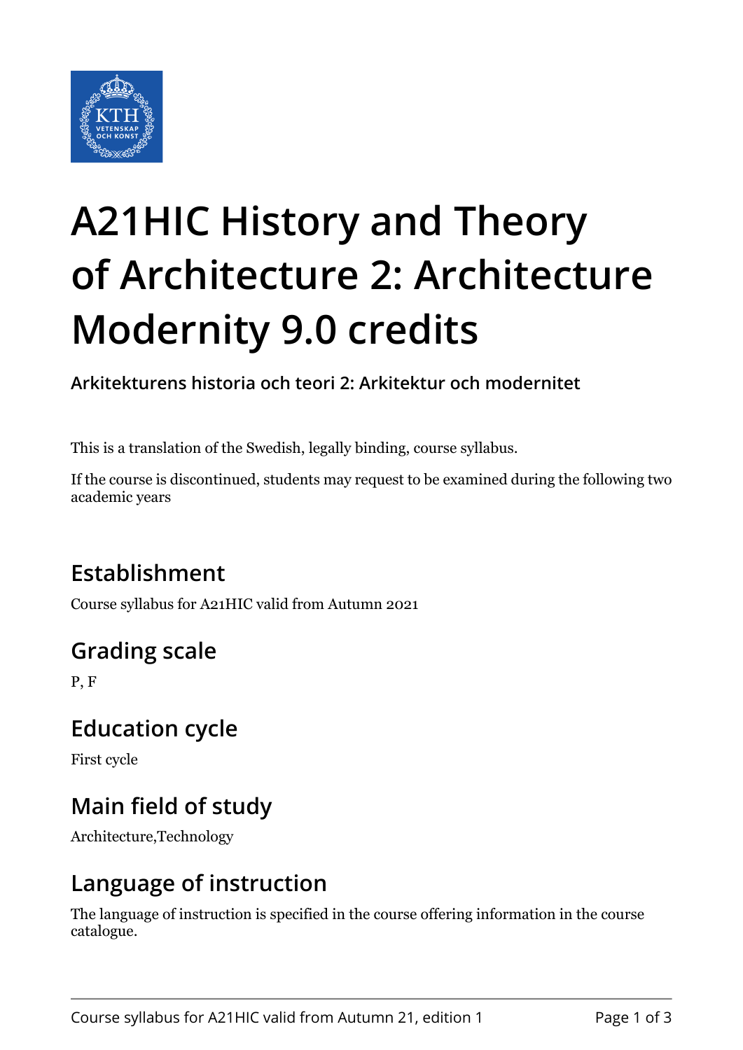# A21HIC History and Theory of Architecture 2: Architecture Modernity 9.0 credits

**Arkitekturens historia och teori 2: Arkitektur och modernitet**

This is a translation of the Swedish, legally binding, course syllabus.

If the course is discontinued, students may request to be examined during the following two academic years

## Establishment

Course syllabus for A21HIC valid from Autumn 2021

## Grading scale

P, F

## Education cycle

First cycle

## Main field of study

Architecture,Technology

## Language of instruction

The language of instruction is specified in the course offering information in the course catalogue.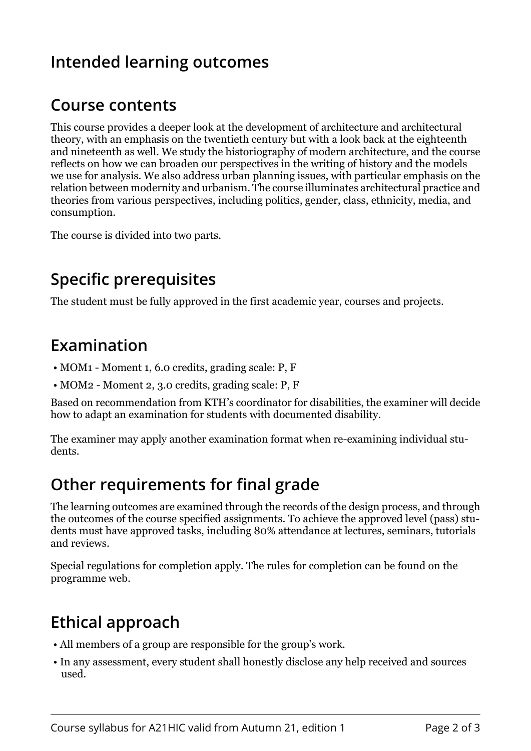## Intended learning outcomes

## Course contents

This course provides a deeper look at the development of architecture and architectural theory, with an emphasis on the twentieth century but with a look back at the eighteenth and nineteenth as well. We study the historiography of modern architecture, and the course reflects on how we can broaden our perspectives in the writing of history and the models we use for analysis. We also address urban planning issues, with particular emphasis on the relation between modernity and urbanism. The course illuminates architectural practice and theories from various perspectives, including politics, gender, class, ethnicity, media, and consumption.

The course is divided into two parts.

## Specific prerequisites

The student must be fully approved in the first academic year, courses and projects.

## Examination

- MOM1 - Moment 1, 6.0 credits, grading scale: P, F
- MOM2 - Moment 2, 3.0 credits, grading scale: P, F

Based on recommendation from KTH's coordinator for disabilities, the examiner will decide how to adapt an examination for students with documented disability.

The examiner may apply another examination format when re-examining individual students.

## Other requirements for final grade

The learning outcomes are examined through the records of the design process, and through the outcomes of the course specified assignments. To achieve the approved level (pass) students must have approved tasks, including 80% attendance at lectures, seminars, tutorials and reviews.

Special regulations for completion apply. The rules for completion can be found on the programme web.

## Ethical approach

- All members of a group are responsible for the group's work.
- In any assessment, every student shall honestly disclose any help received and sources used.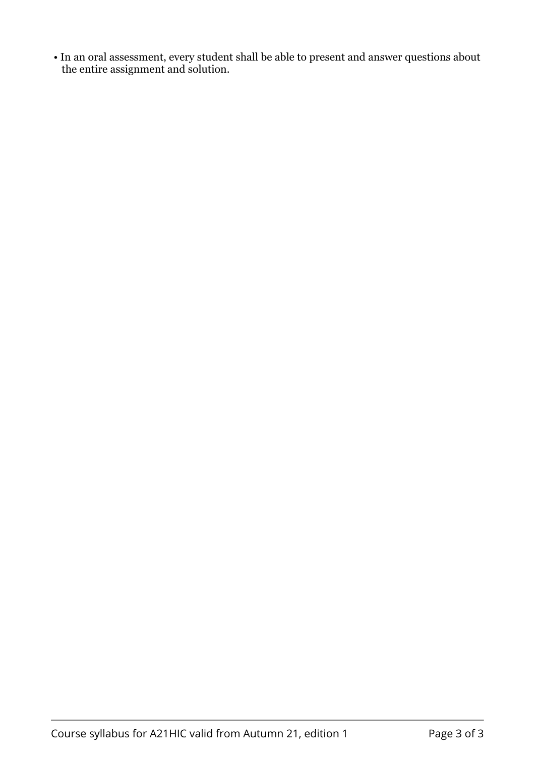- In an oral assessment, every student shall be able to present and answer questions about the entire assignment and solution.